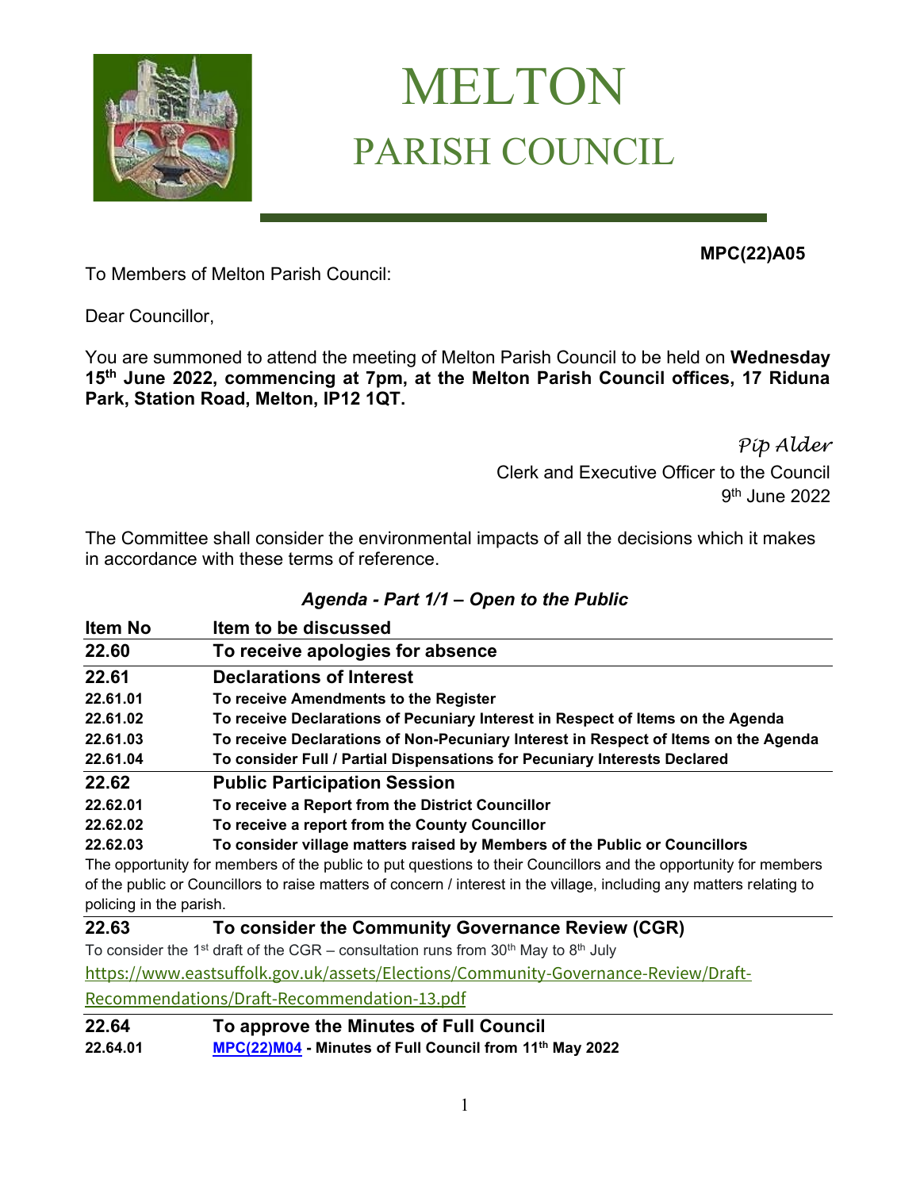# MELTON
## PARISH COUNCIL

**MPC(22)A05**

To Members of Melton Parish Council:

Dear Councillor,

You are summoned to attend the meeting of Melton Parish Council to be held on **Wednesday 15th June 2022, commencing at 7pm, at the Melton Parish Council offices, 17 Riduna Park, Station Road, Melton, IP12 1QT.**

*Pip Alder*
Clerk and Executive Officer to the Council
9th June 2022

The Committee shall consider the environmental impacts of all the decisions which it makes in accordance with these terms of reference.

### *Agenda - Part 1/1 – Open to the Public*

| Item No | Item to be discussed |
|---|---|
| **22.60** | **To receive apologies for absence** |
| **22.61** | **Declarations of Interest** |
| **22.61.01** | **To receive Amendments to the Register** |
| **22.61.02** | **To receive Declarations of Pecuniary Interest in Respect of Items on the Agenda** |
| **22.61.03** | **To receive Declarations of Non-Pecuniary Interest in Respect of Items on the Agenda** |
| **22.61.04** | **To consider Full / Partial Dispensations for Pecuniary Interests Declared** |
| **22.62** | **Public Participation Session** |
| **22.62.01** | **To receive a Report from the District Councillor** |
| **22.62.02** | **To receive a report from the County Councillor** |
| **22.62.03** | **To consider village matters raised by Members of the Public or Councillors** |

The opportunity for members of the public to put questions to their Councillors and the opportunity for members of the public or Councillors to raise matters of concern / interest in the village, including any matters relating to policing in the parish.

| | |
|---|---|
| **22.63** | **To consider the Community Governance Review (CGR)** |

To consider the 1st draft of the CGR – consultation runs from 30th May to 8th July
https://www.eastsuffolk.gov.uk/assets/Elections/Community-Governance-Review/Draft-Recommendations/Draft-Recommendation-13.pdf

| | |
|---|---|
| **22.64** | **To approve the Minutes of Full Council** |
| **22.64.01** | **MPC(22)M04 - Minutes of Full Council from 11th May 2022** |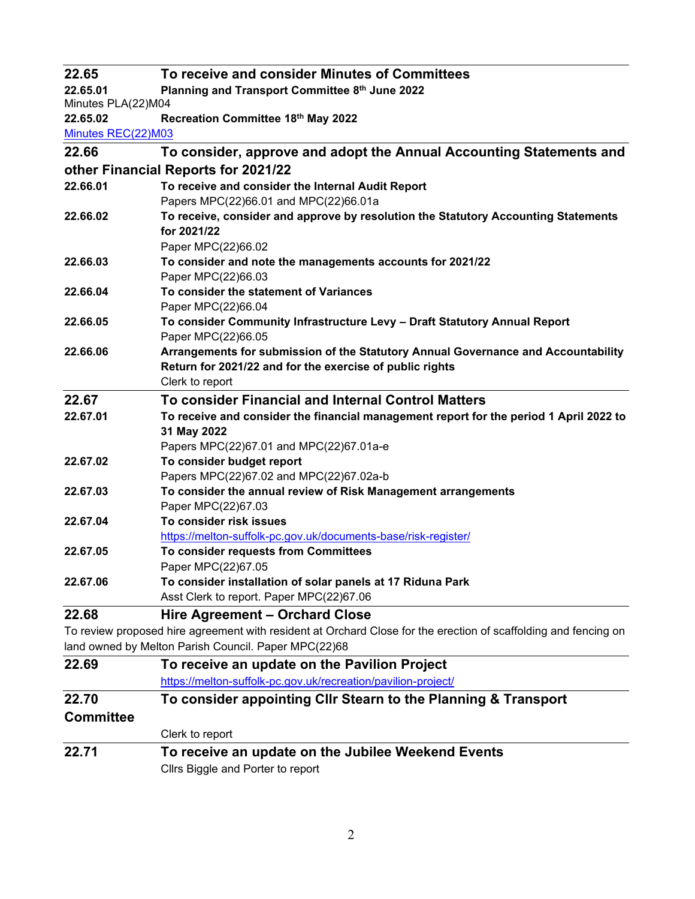## 22.65 To receive and consider Minutes of Committees

**22.65.01 Planning and Transport Committee 8th June 2022**

Minutes PLA(22)M04

**22.65.02 Recreation Committee 18th May 2022**

Minutes REC(22)M03

## 22.66 To consider, approve and adopt the Annual Accounting Statements and other Financial Reports for 2021/22

**22.66.01 To receive and consider the Internal Audit Report**

Papers MPC(22)66.01 and MPC(22)66.01a

**22.66.02 To receive, consider and approve by resolution the Statutory Accounting Statements for 2021/22**

Paper MPC(22)66.02

**22.66.03 To consider and note the managements accounts for 2021/22**

Paper MPC(22)66.03

**22.66.04 To consider the statement of Variances**

Paper MPC(22)66.04

**22.66.05 To consider Community Infrastructure Levy – Draft Statutory Annual Report**

Paper MPC(22)66.05

**22.66.06 Arrangements for submission of the Statutory Annual Governance and Accountability Return for 2021/22 and for the exercise of public rights**

Clerk to report

## 22.67 To consider Financial and Internal Control Matters

**22.67.01 To receive and consider the financial management report for the period 1 April 2022 to 31 May 2022**

Papers MPC(22)67.01 and MPC(22)67.01a-e

**22.67.02 To consider budget report**

Papers MPC(22)67.02 and MPC(22)67.02a-b

**22.67.03 To consider the annual review of Risk Management arrangements**

Paper MPC(22)67.03

**22.67.04 To consider risk issues**

https://melton-suffolk-pc.gov.uk/documents-base/risk-register/

**22.67.05 To consider requests from Committees**

Paper MPC(22)67.05

**22.67.06 To consider installation of solar panels at 17 Riduna Park**

Asst Clerk to report. Paper MPC(22)67.06

## 22.68 Hire Agreement – Orchard Close

To review proposed hire agreement with resident at Orchard Close for the erection of scaffolding and fencing on land owned by Melton Parish Council. Paper MPC(22)68

## 22.69 To receive an update on the Pavilion Project

https://melton-suffolk-pc.gov.uk/recreation/pavilion-project/

## 22.70 To consider appointing Cllr Stearn to the Planning & Transport Committee

Clerk to report

## 22.71 To receive an update on the Jubilee Weekend Events

Cllrs Biggle and Porter to report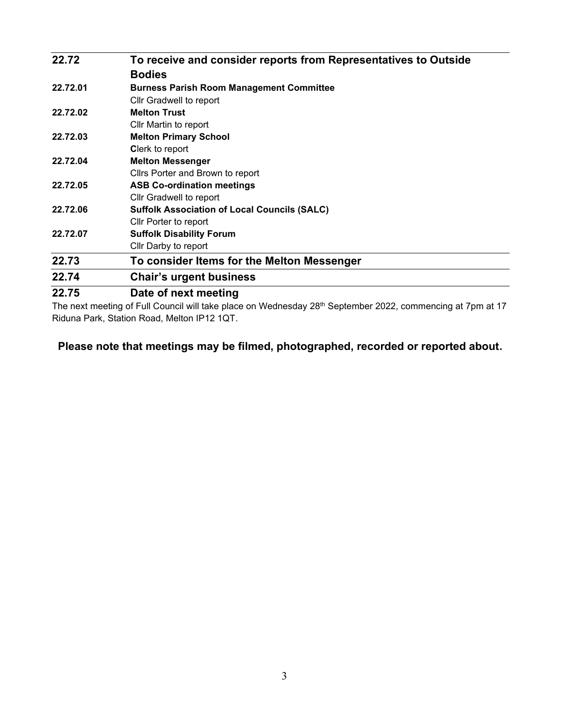## 22.72 To receive and consider reports from Representatives to Outside Bodies

**22.72.01 Burness Parish Room Management Committee**
Cllr Gradwell to report

**22.72.02 Melton Trust**
Cllr Martin to report

**22.72.03 Melton Primary School**
Clerk to report

**22.72.04 Melton Messenger**
Cllrs Porter and Brown to report

**22.72.05 ASB Co-ordination meetings**
Cllr Gradwell to report

**22.72.06 Suffolk Association of Local Councils (SALC)**
Cllr Porter to report

**22.72.07 Suffolk Disability Forum**
Cllr Darby to report

## 22.73 To consider Items for the Melton Messenger

## 22.74 Chair's urgent business

## 22.75 Date of next meeting

The next meeting of Full Council will take place on Wednesday 28th September 2022, commencing at 7pm at 17 Riduna Park, Station Road, Melton IP12 1QT.

**Please note that meetings may be filmed, photographed, recorded or reported about.**